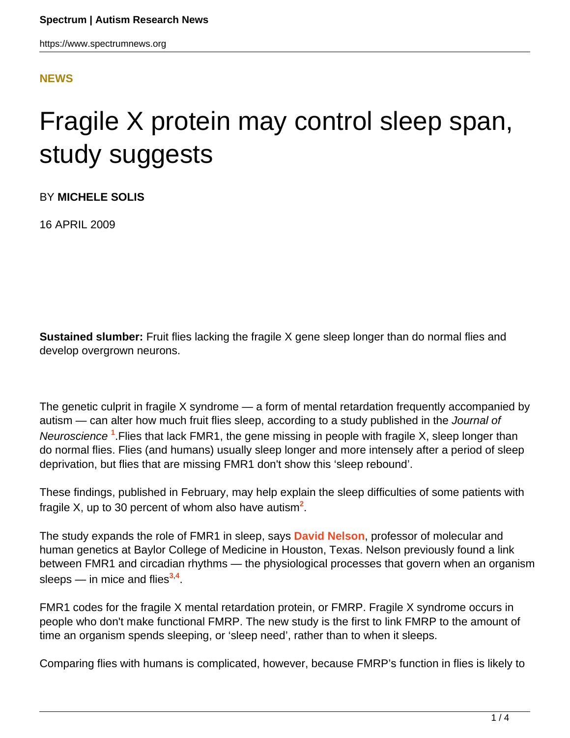**NEWS**

# Fragile X protein may control sleep span, study suggests

BY **MICHELE SOLIS**

16 APRIL 2009

**Sustained slumber:** Fruit flies lacking the fragile X gene sleep longer than do normal flies and develop overgrown neurons.

The genetic culprit in fragile X syndrome — a form of mental retardation frequently accompanied by autism — can alter how much fruit flies sleep, according to a study published in the *Journal of Neuroscience* [1].Flies that lack FMR1, the gene missing in people with fragile X, sleep longer than do normal flies. Flies (and humans) usually sleep longer and more intensely after a period of sleep deprivation, but flies that are missing FMR1 don't show this 'sleep rebound'.

These findings, published in February, may help explain the sleep difficulties of some patients with fragile X, up to 30 percent of whom also have autism[2].

The study expands the role of FMR1 in sleep, says **David Nelson**, professor of molecular and human genetics at Baylor College of Medicine in Houston, Texas. Nelson previously found a link between FMR1 and circadian rhythms — the physiological processes that govern when an organism sleeps — in mice and flies[3,4].

FMR1 codes for the fragile X mental retardation protein, or FMRP. Fragile X syndrome occurs in people who don't make functional FMRP. The new study is the first to link FMRP to the amount of time an organism spends sleeping, or 'sleep need', rather than to when it sleeps.

Comparing flies with humans is complicated, however, because FMRP's function in flies is likely to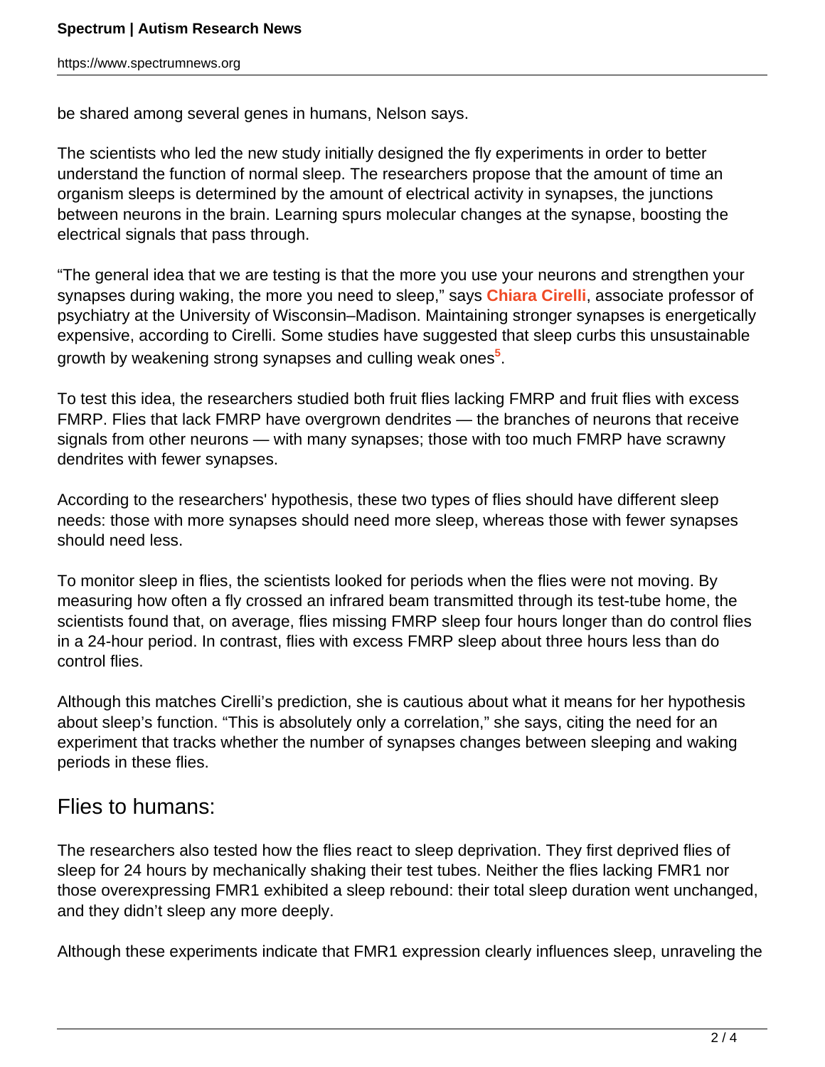be shared among several genes in humans, Nelson says.

The scientists who led the new study initially designed the fly experiments in order to better understand the function of normal sleep. The researchers propose that the amount of time an organism sleeps is determined by the amount of electrical activity in synapses, the junctions between neurons in the brain. Learning spurs molecular changes at the synapse, boosting the electrical signals that pass through.

“The general idea that we are testing is that the more you use your neurons and strengthen your synapses during waking, the more you need to sleep,” says **Chiara Cirelli**, associate professor of psychiatry at the University of Wisconsin–Madison. Maintaining stronger synapses is energetically expensive, according to Cirelli. Some studies have suggested that sleep curbs this unsustainable growth by weakening strong synapses and culling weak ones[5].

To test this idea, the researchers studied both fruit flies lacking FMRP and fruit flies with excess FMRP. Flies that lack FMRP have overgrown dendrites — the branches of neurons that receive signals from other neurons — with many synapses; those with too much FMRP have scrawny dendrites with fewer synapses.

According to the researchers' hypothesis, these two types of flies should have different sleep needs: those with more synapses should need more sleep, whereas those with fewer synapses should need less.

To monitor sleep in flies, the scientists looked for periods when the flies were not moving. By measuring how often a fly crossed an infrared beam transmitted through its test-tube home, the scientists found that, on average, flies missing FMRP sleep four hours longer than do control flies in a 24-hour period. In contrast, flies with excess FMRP sleep about three hours less than do control flies.

Although this matches Cirelli’s prediction, she is cautious about what it means for her hypothesis about sleep’s function. “This is absolutely only a correlation,” she says, citing the need for an experiment that tracks whether the number of synapses changes between sleeping and waking periods in these flies.

## Flies to humans:

The researchers also tested how the flies react to sleep deprivation. They first deprived flies of sleep for 24 hours by mechanically shaking their test tubes. Neither the flies lacking FMR1 nor those overexpressing FMR1 exhibited a sleep rebound: their total sleep duration went unchanged, and they didn’t sleep any more deeply.

Although these experiments indicate that FMR1 expression clearly influences sleep, unraveling the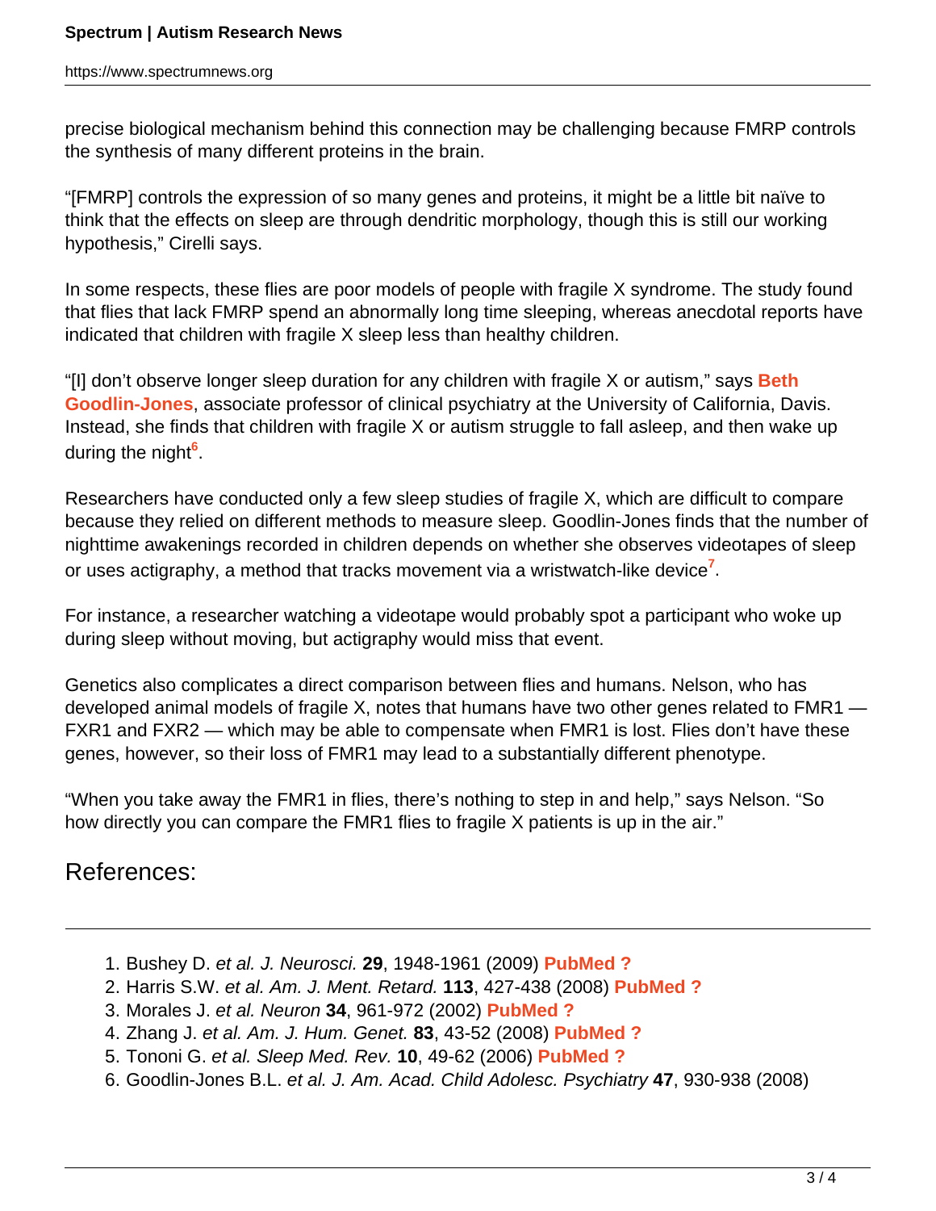precise biological mechanism behind this connection may be challenging because FMRP controls the synthesis of many different proteins in the brain.

“[FMRP] controls the expression of so many genes and proteins, it might be a little bit naïve to think that the effects on sleep are through dendritic morphology, though this is still our working hypothesis,” Cirelli says.

In some respects, these flies are poor models of people with fragile X syndrome. The study found that flies that lack FMRP spend an abnormally long time sleeping, whereas anecdotal reports have indicated that children with fragile X sleep less than healthy children.

“[I] don’t observe longer sleep duration for any children with fragile X or autism,” says **Beth Goodlin-Jones**, associate professor of clinical psychiatry at the University of California, Davis. Instead, she finds that children with fragile X or autism struggle to fall asleep, and then wake up during the night[6].

Researchers have conducted only a few sleep studies of fragile X, which are difficult to compare because they relied on different methods to measure sleep. Goodlin-Jones finds that the number of nighttime awakenings recorded in children depends on whether she observes videotapes of sleep or uses actigraphy, a method that tracks movement via a wristwatch-like device[7].

For instance, a researcher watching a videotape would probably spot a participant who woke up during sleep without moving, but actigraphy would miss that event.

Genetics also complicates a direct comparison between flies and humans. Nelson, who has developed animal models of fragile X, notes that humans have two other genes related to FMR1 — FXR1 and FXR2 — which may be able to compensate when FMR1 is lost. Flies don’t have these genes, however, so their loss of FMR1 may lead to a substantially different phenotype.

“When you take away the FMR1 in flies, there’s nothing to step in and help,” says Nelson. “So how directly you can compare the FMR1 flies to fragile X patients is up in the air.”

## References:

1. Bushey D. *et al. J. Neurosci.* **29**, 1948-1961 (2009) **PubMed ?**
2. Harris S.W. *et al. Am. J. Ment. Retard.* **113**, 427-438 (2008) **PubMed ?**
3. Morales J. *et al. Neuron* **34**, 961-972 (2002) **PubMed ?**
4. Zhang J. *et al. Am. J. Hum. Genet.* **83**, 43-52 (2008) **PubMed ?**
5. Tononi G. *et al. Sleep Med. Rev.* **10**, 49-62 (2006) **PubMed ?**
6. Goodlin-Jones B.L. *et al. J. Am. Acad. Child Adolesc. Psychiatry* **47**, 930-938 (2008)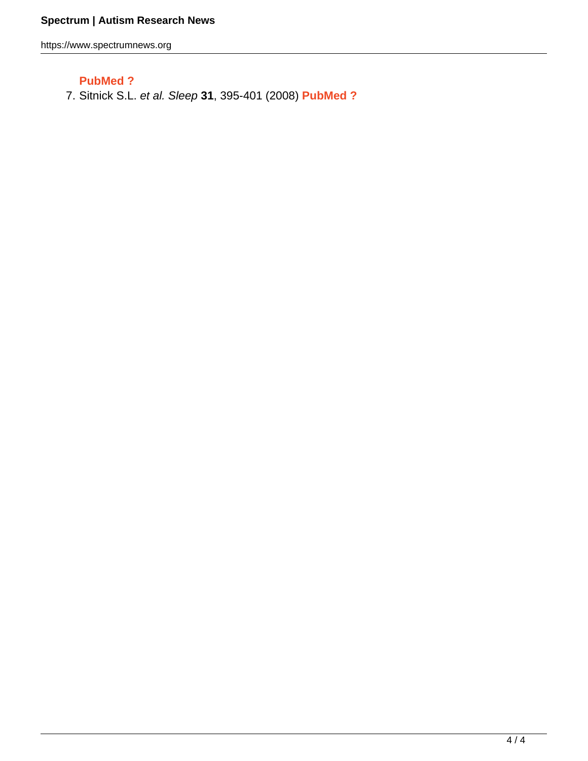**PubMed ?**

7. Sitnick S.L. *et al. Sleep* **31**, 395-401 (2008) **PubMed ?**